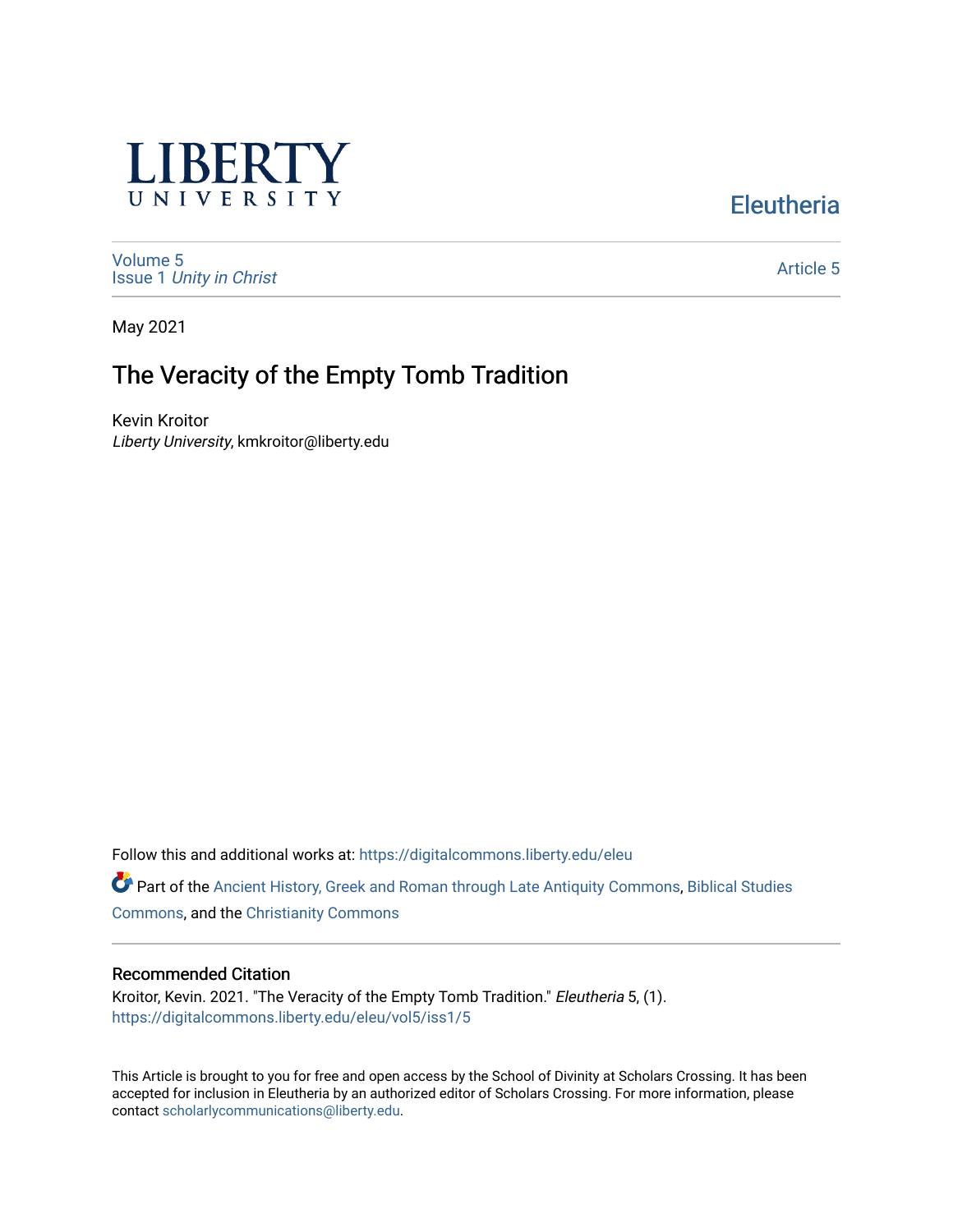LIBERTY UNIVERSITY

Eleutheria

Volume 5
Issue 1 *Unity in Christ*

Article 5

May 2021

# The Veracity of the Empty Tomb Tradition

Kevin Kroitor
*Liberty University*, kmkroitor@liberty.edu

Follow this and additional works at: https://digitalcommons.liberty.edu/eleu

Part of the Ancient History, Greek and Roman through Late Antiquity Commons, Biblical Studies Commons, and the Christianity Commons

## Recommended Citation

Kroitor, Kevin. 2021. "The Veracity of the Empty Tomb Tradition." *Eleutheria* 5, (1).
https://digitalcommons.liberty.edu/eleu/vol5/iss1/5

This Article is brought to you for free and open access by the School of Divinity at Scholars Crossing. It has been accepted for inclusion in Eleutheria by an authorized editor of Scholars Crossing. For more information, please contact scholarlycommunications@liberty.edu.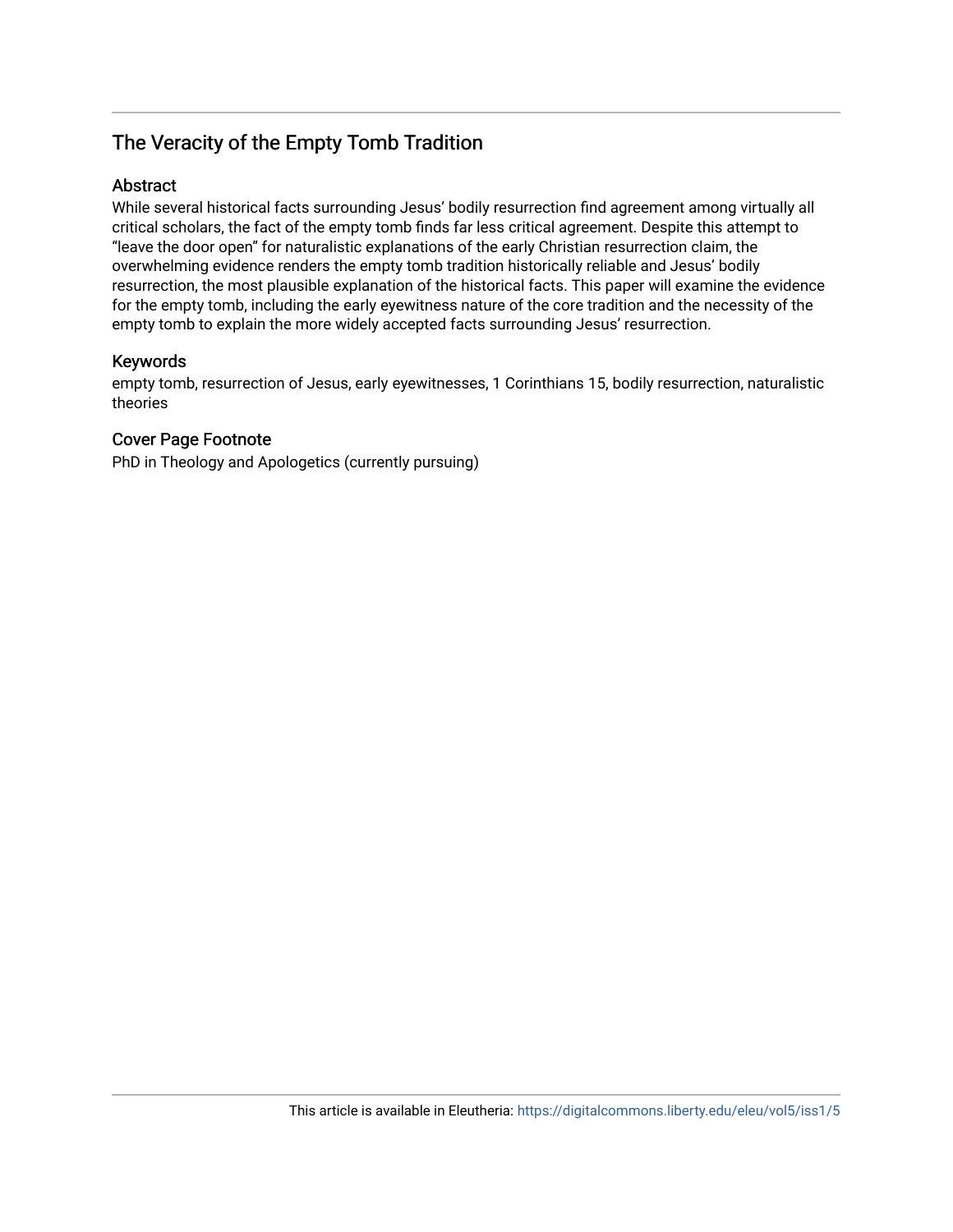# The Veracity of the Empty Tomb Tradition

## Abstract

While several historical facts surrounding Jesus' bodily resurrection find agreement among virtually all critical scholars, the fact of the empty tomb finds far less critical agreement. Despite this attempt to "leave the door open" for naturalistic explanations of the early Christian resurrection claim, the overwhelming evidence renders the empty tomb tradition historically reliable and Jesus' bodily resurrection, the most plausible explanation of the historical facts. This paper will examine the evidence for the empty tomb, including the early eyewitness nature of the core tradition and the necessity of the empty tomb to explain the more widely accepted facts surrounding Jesus' resurrection.

## Keywords

empty tomb, resurrection of Jesus, early eyewitnesses, 1 Corinthians 15, bodily resurrection, naturalistic theories

## Cover Page Footnote

PhD in Theology and Apologetics (currently pursuing)

This article is available in Eleutheria: https://digitalcommons.liberty.edu/eleu/vol5/iss1/5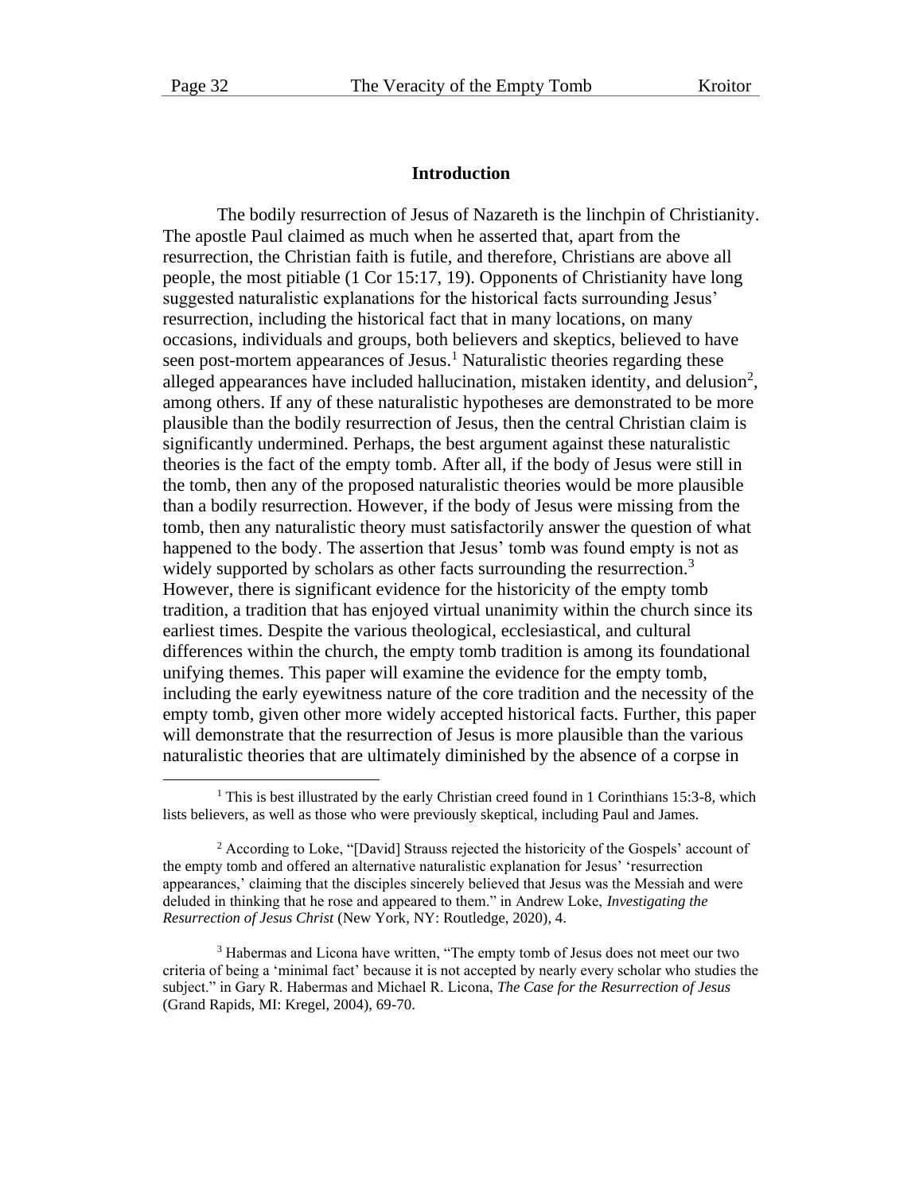## Introduction

The bodily resurrection of Jesus of Nazareth is the linchpin of Christianity. The apostle Paul claimed as much when he asserted that, apart from the resurrection, the Christian faith is futile, and therefore, Christians are above all people, the most pitiable (1 Cor 15:17, 19). Opponents of Christianity have long suggested naturalistic explanations for the historical facts surrounding Jesus' resurrection, including the historical fact that in many locations, on many occasions, individuals and groups, both believers and skeptics, believed to have seen post-mortem appearances of Jesus.[1] Naturalistic theories regarding these alleged appearances have included hallucination, mistaken identity, and delusion[2], among others. If any of these naturalistic hypotheses are demonstrated to be more plausible than the bodily resurrection of Jesus, then the central Christian claim is significantly undermined. Perhaps, the best argument against these naturalistic theories is the fact of the empty tomb. After all, if the body of Jesus were still in the tomb, then any of the proposed naturalistic theories would be more plausible than a bodily resurrection. However, if the body of Jesus were missing from the tomb, then any naturalistic theory must satisfactorily answer the question of what happened to the body. The assertion that Jesus' tomb was found empty is not as widely supported by scholars as other facts surrounding the resurrection.[3] However, there is significant evidence for the historicity of the empty tomb tradition, a tradition that has enjoyed virtual unanimity within the church since its earliest times. Despite the various theological, ecclesiastical, and cultural differences within the church, the empty tomb tradition is among its foundational unifying themes. This paper will examine the evidence for the empty tomb, including the early eyewitness nature of the core tradition and the necessity of the empty tomb, given other more widely accepted historical facts. Further, this paper will demonstrate that the resurrection of Jesus is more plausible than the various naturalistic theories that are ultimately diminished by the absence of a corpse in

[1] This is best illustrated by the early Christian creed found in 1 Corinthians 15:3-8, which lists believers, as well as those who were previously skeptical, including Paul and James.

[2] According to Loke, "[David] Strauss rejected the historicity of the Gospels' account of the empty tomb and offered an alternative naturalistic explanation for Jesus' 'resurrection appearances,' claiming that the disciples sincerely believed that Jesus was the Messiah and were deluded in thinking that he rose and appeared to them." in Andrew Loke, *Investigating the Resurrection of Jesus Christ* (New York, NY: Routledge, 2020), 4.

[3] Habermas and Licona have written, "The empty tomb of Jesus does not meet our two criteria of being a 'minimal fact' because it is not accepted by nearly every scholar who studies the subject." in Gary R. Habermas and Michael R. Licona, *The Case for the Resurrection of Jesus* (Grand Rapids, MI: Kregel, 2004), 69-70.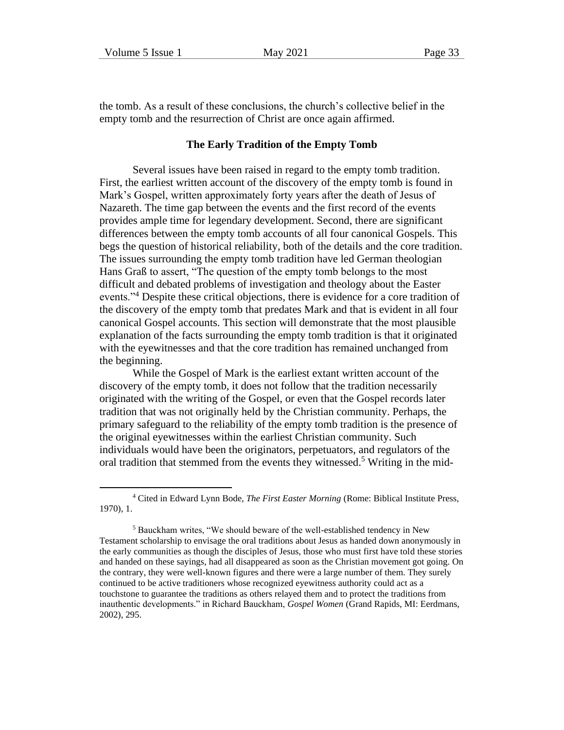the tomb. As a result of these conclusions, the church's collective belief in the empty tomb and the resurrection of Christ are once again affirmed.

## The Early Tradition of the Empty Tomb

Several issues have been raised in regard to the empty tomb tradition. First, the earliest written account of the discovery of the empty tomb is found in Mark's Gospel, written approximately forty years after the death of Jesus of Nazareth. The time gap between the events and the first record of the events provides ample time for legendary development. Second, there are significant differences between the empty tomb accounts of all four canonical Gospels. This begs the question of historical reliability, both of the details and the core tradition. The issues surrounding the empty tomb tradition have led German theologian Hans Graß to assert, "The question of the empty tomb belongs to the most difficult and debated problems of investigation and theology about the Easter events."[4] Despite these critical objections, there is evidence for a core tradition of the discovery of the empty tomb that predates Mark and that is evident in all four canonical Gospel accounts. This section will demonstrate that the most plausible explanation of the facts surrounding the empty tomb tradition is that it originated with the eyewitnesses and that the core tradition has remained unchanged from the beginning.

While the Gospel of Mark is the earliest extant written account of the discovery of the empty tomb, it does not follow that the tradition necessarily originated with the writing of the Gospel, or even that the Gospel records later tradition that was not originally held by the Christian community. Perhaps, the primary safeguard to the reliability of the empty tomb tradition is the presence of the original eyewitnesses within the earliest Christian community. Such individuals would have been the originators, perpetuators, and regulators of the oral tradition that stemmed from the events they witnessed.[5] Writing in the mid-

---

[4] Cited in Edward Lynn Bode, *The First Easter Morning* (Rome: Biblical Institute Press, 1970), 1.

[5] Bauckham writes, "We should beware of the well-established tendency in New Testament scholarship to envisage the oral traditions about Jesus as handed down anonymously in the early communities as though the disciples of Jesus, those who must first have told these stories and handed on these sayings, had all disappeared as soon as the Christian movement got going. On the contrary, they were well-known figures and there were a large number of them. They surely continued to be active traditioners whose recognized eyewitness authority could act as a touchstone to guarantee the traditions as others relayed them and to protect the traditions from inauthentic developments." in Richard Bauckham, *Gospel Women* (Grand Rapids, MI: Eerdmans, 2002), 295.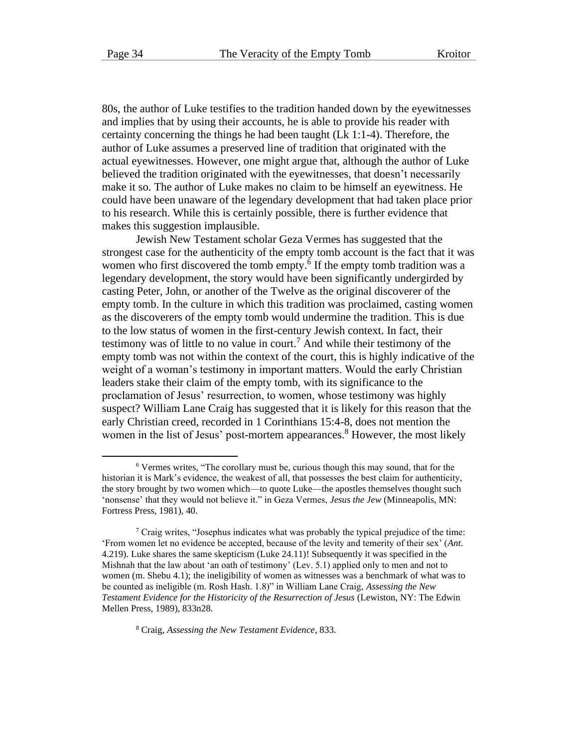80s, the author of Luke testifies to the tradition handed down by the eyewitnesses and implies that by using their accounts, he is able to provide his reader with certainty concerning the things he had been taught (Lk 1:1-4). Therefore, the author of Luke assumes a preserved line of tradition that originated with the actual eyewitnesses. However, one might argue that, although the author of Luke believed the tradition originated with the eyewitnesses, that doesn't necessarily make it so. The author of Luke makes no claim to be himself an eyewitness. He could have been unaware of the legendary development that had taken place prior to his research. While this is certainly possible, there is further evidence that makes this suggestion implausible.

Jewish New Testament scholar Geza Vermes has suggested that the strongest case for the authenticity of the empty tomb account is the fact that it was women who first discovered the tomb empty.[6] If the empty tomb tradition was a legendary development, the story would have been significantly undergirded by casting Peter, John, or another of the Twelve as the original discoverer of the empty tomb. In the culture in which this tradition was proclaimed, casting women as the discoverers of the empty tomb would undermine the tradition. This is due to the low status of women in the first-century Jewish context. In fact, their testimony was of little to no value in court.[7] And while their testimony of the empty tomb was not within the context of the court, this is highly indicative of the weight of a woman's testimony in important matters. Would the early Christian leaders stake their claim of the empty tomb, with its significance to the proclamation of Jesus' resurrection, to women, whose testimony was highly suspect? William Lane Craig has suggested that it is likely for this reason that the early Christian creed, recorded in 1 Corinthians 15:4-8, does not mention the women in the list of Jesus' post-mortem appearances.[8] However, the most likely

[6] Vermes writes, "The corollary must be, curious though this may sound, that for the historian it is Mark's evidence, the weakest of all, that possesses the best claim for authenticity, the story brought by two women which—to quote Luke—the apostles themselves thought such 'nonsense' that they would not believe it." in Geza Vermes, *Jesus the Jew* (Minneapolis, MN: Fortress Press, 1981), 40.

[7] Craig writes, "Josephus indicates what was probably the typical prejudice of the time: 'From women let no evidence be accepted, because of the levity and temerity of their sex' (*Ant.* 4.219). Luke shares the same skepticism (Luke 24.11)! Subsequently it was specified in the Mishnah that the law about 'an oath of testimony' (Lev. 5.1) applied only to men and not to women (m. Shebu 4.1); the ineligibility of women as witnesses was a benchmark of what was to be counted as ineligible (m. Rosh Hash. 1.8)" in William Lane Craig, *Assessing the New Testament Evidence for the Historicity of the Resurrection of Jesus* (Lewiston, NY: The Edwin Mellen Press, 1989), 833n28.

[8] Craig, *Assessing the New Testament Evidence*, 833.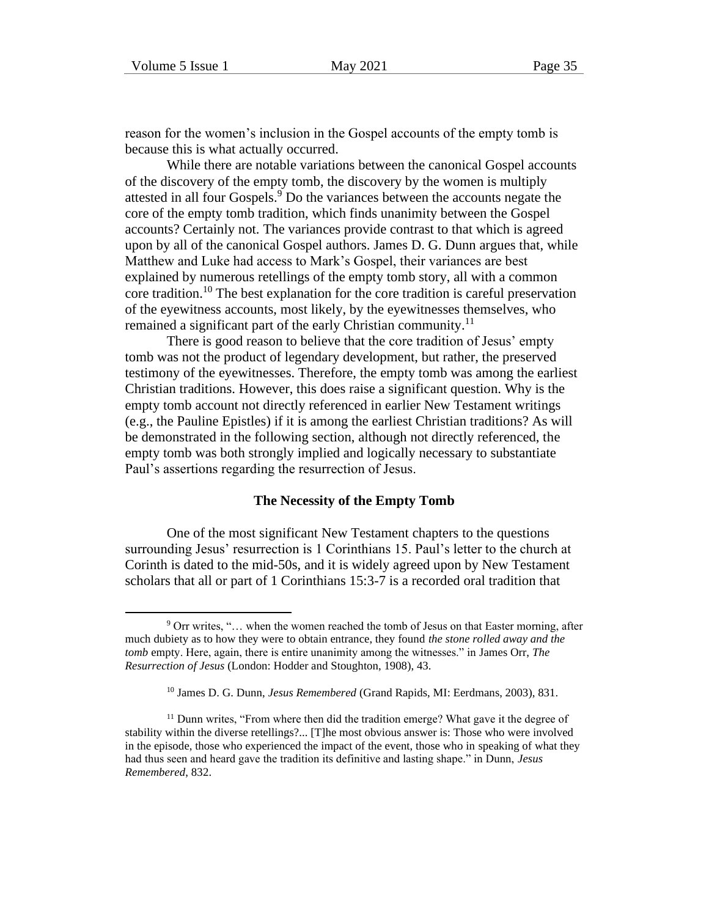reason for the women's inclusion in the Gospel accounts of the empty tomb is because this is what actually occurred.

While there are notable variations between the canonical Gospel accounts of the discovery of the empty tomb, the discovery by the women is multiply attested in all four Gospels.[9] Do the variances between the accounts negate the core of the empty tomb tradition, which finds unanimity between the Gospel accounts? Certainly not. The variances provide contrast to that which is agreed upon by all of the canonical Gospel authors. James D. G. Dunn argues that, while Matthew and Luke had access to Mark's Gospel, their variances are best explained by numerous retellings of the empty tomb story, all with a common core tradition.[10] The best explanation for the core tradition is careful preservation of the eyewitness accounts, most likely, by the eyewitnesses themselves, who remained a significant part of the early Christian community.[11]

There is good reason to believe that the core tradition of Jesus' empty tomb was not the product of legendary development, but rather, the preserved testimony of the eyewitnesses. Therefore, the empty tomb was among the earliest Christian traditions. However, this does raise a significant question. Why is the empty tomb account not directly referenced in earlier New Testament writings (e.g., the Pauline Epistles) if it is among the earliest Christian traditions? As will be demonstrated in the following section, although not directly referenced, the empty tomb was both strongly implied and logically necessary to substantiate Paul's assertions regarding the resurrection of Jesus.

## The Necessity of the Empty Tomb

One of the most significant New Testament chapters to the questions surrounding Jesus' resurrection is 1 Corinthians 15. Paul's letter to the church at Corinth is dated to the mid-50s, and it is widely agreed upon by New Testament scholars that all or part of 1 Corinthians 15:3-7 is a recorded oral tradition that

---

[9] Orr writes, "… when the women reached the tomb of Jesus on that Easter morning, after much dubiety as to how they were to obtain entrance, they found *the stone rolled away and the tomb* empty. Here, again, there is entire unanimity among the witnesses." in James Orr, *The Resurrection of Jesus* (London: Hodder and Stoughton, 1908), 43.

[10] James D. G. Dunn, *Jesus Remembered* (Grand Rapids, MI: Eerdmans, 2003), 831.

[11] Dunn writes, "From where then did the tradition emerge? What gave it the degree of stability within the diverse retellings?... [T]he most obvious answer is: Those who were involved in the episode, those who experienced the impact of the event, those who in speaking of what they had thus seen and heard gave the tradition its definitive and lasting shape." in Dunn, *Jesus Remembered*, 832.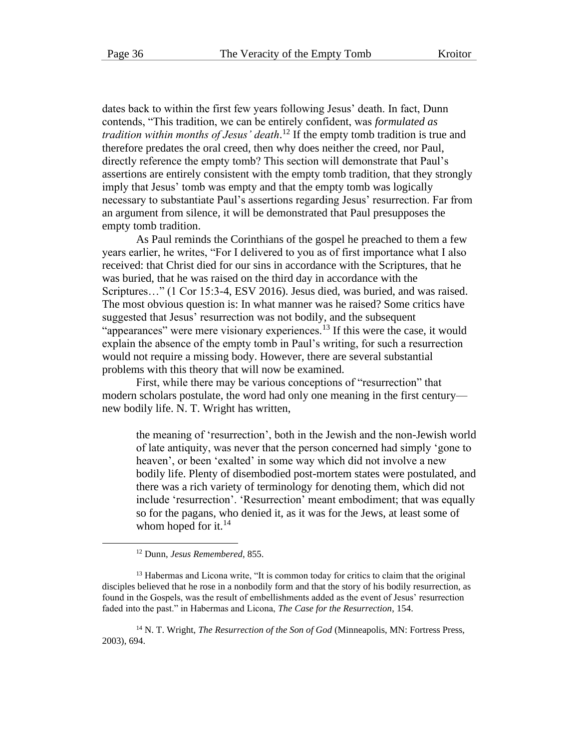dates back to within the first few years following Jesus' death. In fact, Dunn contends, "This tradition, we can be entirely confident, was *formulated as tradition within months of Jesus' death*.[12] If the empty tomb tradition is true and therefore predates the oral creed, then why does neither the creed, nor Paul, directly reference the empty tomb? This section will demonstrate that Paul's assertions are entirely consistent with the empty tomb tradition, that they strongly imply that Jesus' tomb was empty and that the empty tomb was logically necessary to substantiate Paul's assertions regarding Jesus' resurrection. Far from an argument from silence, it will be demonstrated that Paul presupposes the empty tomb tradition.

As Paul reminds the Corinthians of the gospel he preached to them a few years earlier, he writes, "For I delivered to you as of first importance what I also received: that Christ died for our sins in accordance with the Scriptures, that he was buried, that he was raised on the third day in accordance with the Scriptures…" (1 Cor 15:3-4, ESV 2016). Jesus died, was buried, and was raised. The most obvious question is: In what manner was he raised? Some critics have suggested that Jesus' resurrection was not bodily, and the subsequent "appearances" were mere visionary experiences.[13] If this were the case, it would explain the absence of the empty tomb in Paul's writing, for such a resurrection would not require a missing body. However, there are several substantial problems with this theory that will now be examined.

First, while there may be various conceptions of "resurrection" that modern scholars postulate, the word had only one meaning in the first century—new bodily life. N. T. Wright has written,

> the meaning of 'resurrection', both in the Jewish and the non-Jewish world of late antiquity, was never that the person concerned had simply 'gone to heaven', or been 'exalted' in some way which did not involve a new bodily life. Plenty of disembodied post-mortem states were postulated, and there was a rich variety of terminology for denoting them, which did not include 'resurrection'. 'Resurrection' meant embodiment; that was equally so for the pagans, who denied it, as it was for the Jews, at least some of whom hoped for it.[14]

---

[12] Dunn, *Jesus Remembered*, 855.

[13] Habermas and Licona write, "It is common today for critics to claim that the original disciples believed that he rose in a nonbodily form and that the story of his bodily resurrection, as found in the Gospels, was the result of embellishments added as the event of Jesus' resurrection faded into the past." in Habermas and Licona, *The Case for the Resurrection*, 154.

[14] N. T. Wright, *The Resurrection of the Son of God* (Minneapolis, MN: Fortress Press, 2003), 694.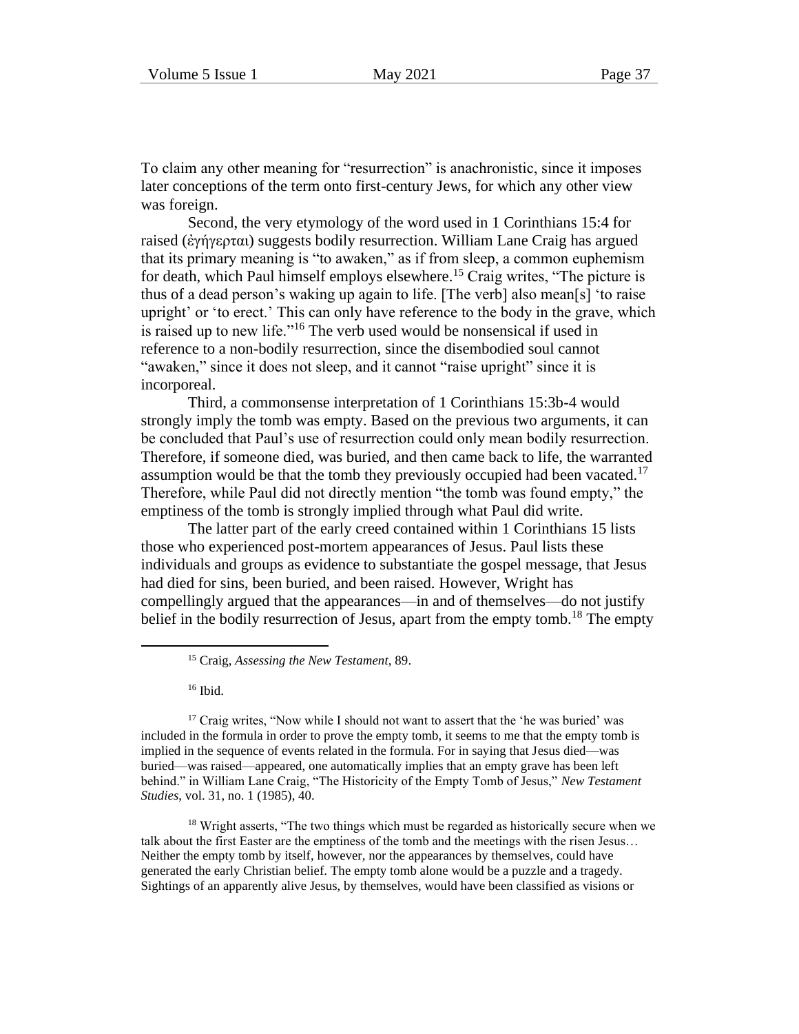To claim any other meaning for "resurrection" is anachronistic, since it imposes later conceptions of the term onto first-century Jews, for which any other view was foreign.

Second, the very etymology of the word used in 1 Corinthians 15:4 for raised (ἐγήγερται) suggests bodily resurrection. William Lane Craig has argued that its primary meaning is "to awaken," as if from sleep, a common euphemism for death, which Paul himself employs elsewhere.[15] Craig writes, "The picture is thus of a dead person's waking up again to life. [The verb] also mean[s] 'to raise upright' or 'to erect.' This can only have reference to the body in the grave, which is raised up to new life."[16] The verb used would be nonsensical if used in reference to a non-bodily resurrection, since the disembodied soul cannot "awaken," since it does not sleep, and it cannot "raise upright" since it is incorporeal.

Third, a commonsense interpretation of 1 Corinthians 15:3b-4 would strongly imply the tomb was empty. Based on the previous two arguments, it can be concluded that Paul's use of resurrection could only mean bodily resurrection. Therefore, if someone died, was buried, and then came back to life, the warranted assumption would be that the tomb they previously occupied had been vacated.[17] Therefore, while Paul did not directly mention "the tomb was found empty," the emptiness of the tomb is strongly implied through what Paul did write.

The latter part of the early creed contained within 1 Corinthians 15 lists those who experienced post-mortem appearances of Jesus. Paul lists these individuals and groups as evidence to substantiate the gospel message, that Jesus had died for sins, been buried, and been raised. However, Wright has compellingly argued that the appearances—in and of themselves—do not justify belief in the bodily resurrection of Jesus, apart from the empty tomb.[18] The empty

---

[15] Craig, *Assessing the New Testament*, 89.

[16] Ibid.

[17] Craig writes, "Now while I should not want to assert that the 'he was buried' was included in the formula in order to prove the empty tomb, it seems to me that the empty tomb is implied in the sequence of events related in the formula. For in saying that Jesus died—was buried—was raised—appeared, one automatically implies that an empty grave has been left behind." in William Lane Craig, "The Historicity of the Empty Tomb of Jesus," *New Testament Studies*, vol. 31, no. 1 (1985), 40.

[18] Wright asserts, "The two things which must be regarded as historically secure when we talk about the first Easter are the emptiness of the tomb and the meetings with the risen Jesus… Neither the empty tomb by itself, however, nor the appearances by themselves, could have generated the early Christian belief. The empty tomb alone would be a puzzle and a tragedy. Sightings of an apparently alive Jesus, by themselves, would have been classified as visions or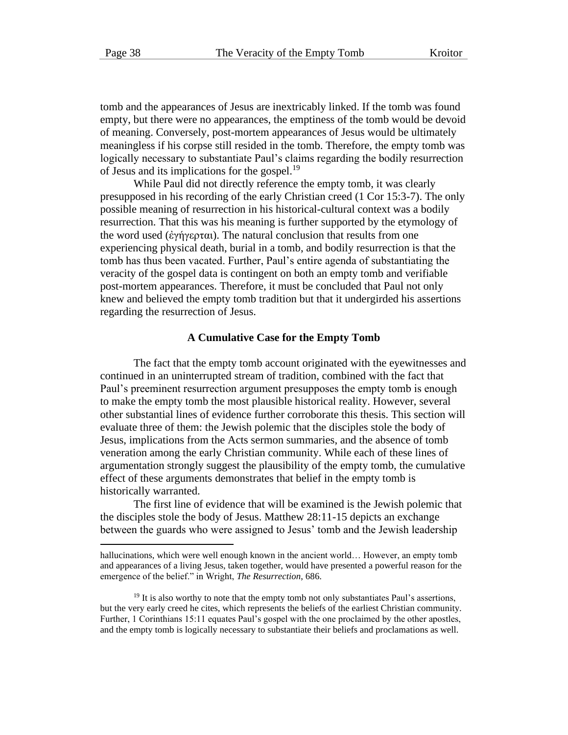tomb and the appearances of Jesus are inextricably linked. If the tomb was found empty, but there were no appearances, the emptiness of the tomb would be devoid of meaning. Conversely, post-mortem appearances of Jesus would be ultimately meaningless if his corpse still resided in the tomb. Therefore, the empty tomb was logically necessary to substantiate Paul's claims regarding the bodily resurrection of Jesus and its implications for the gospel.[19]

While Paul did not directly reference the empty tomb, it was clearly presupposed in his recording of the early Christian creed (1 Cor 15:3-7). The only possible meaning of resurrection in his historical-cultural context was a bodily resurrection. That this was his meaning is further supported by the etymology of the word used (ἐγήγερται). The natural conclusion that results from one experiencing physical death, burial in a tomb, and bodily resurrection is that the tomb has thus been vacated. Further, Paul's entire agenda of substantiating the veracity of the gospel data is contingent on both an empty tomb and verifiable post-mortem appearances. Therefore, it must be concluded that Paul not only knew and believed the empty tomb tradition but that it undergirded his assertions regarding the resurrection of Jesus.

### A Cumulative Case for the Empty Tomb

The fact that the empty tomb account originated with the eyewitnesses and continued in an uninterrupted stream of tradition, combined with the fact that Paul's preeminent resurrection argument presupposes the empty tomb is enough to make the empty tomb the most plausible historical reality. However, several other substantial lines of evidence further corroborate this thesis. This section will evaluate three of them: the Jewish polemic that the disciples stole the body of Jesus, implications from the Acts sermon summaries, and the absence of tomb veneration among the early Christian community. While each of these lines of argumentation strongly suggest the plausibility of the empty tomb, the cumulative effect of these arguments demonstrates that belief in the empty tomb is historically warranted.

The first line of evidence that will be examined is the Jewish polemic that the disciples stole the body of Jesus. Matthew 28:11-15 depicts an exchange between the guards who were assigned to Jesus' tomb and the Jewish leadership

---

hallucinations, which were well enough known in the ancient world… However, an empty tomb and appearances of a living Jesus, taken together, would have presented a powerful reason for the emergence of the belief." in Wright, *The Resurrection*, 686.

[19] It is also worthy to note that the empty tomb not only substantiates Paul's assertions, but the very early creed he cites, which represents the beliefs of the earliest Christian community. Further, 1 Corinthians 15:11 equates Paul's gospel with the one proclaimed by the other apostles, and the empty tomb is logically necessary to substantiate their beliefs and proclamations as well.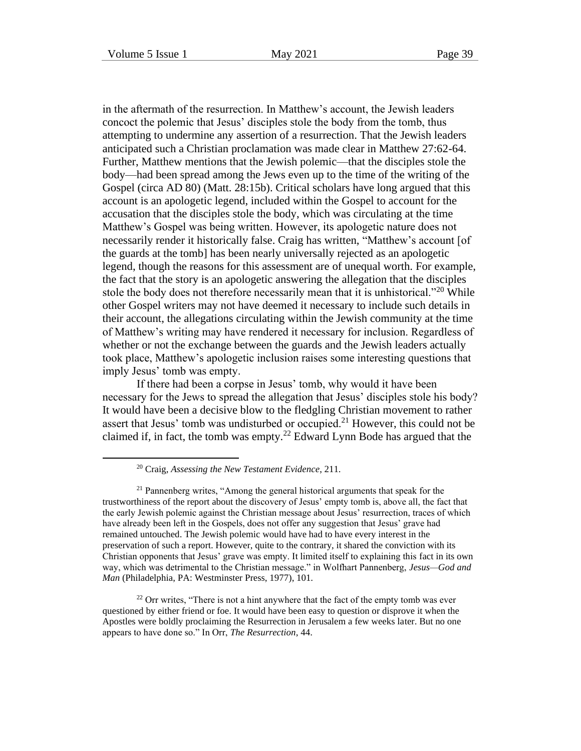in the aftermath of the resurrection. In Matthew's account, the Jewish leaders concoct the polemic that Jesus' disciples stole the body from the tomb, thus attempting to undermine any assertion of a resurrection. That the Jewish leaders anticipated such a Christian proclamation was made clear in Matthew 27:62-64. Further, Matthew mentions that the Jewish polemic—that the disciples stole the body—had been spread among the Jews even up to the time of the writing of the Gospel (circa AD 80) (Matt. 28:15b). Critical scholars have long argued that this account is an apologetic legend, included within the Gospel to account for the accusation that the disciples stole the body, which was circulating at the time Matthew's Gospel was being written. However, its apologetic nature does not necessarily render it historically false. Craig has written, "Matthew's account [of the guards at the tomb] has been nearly universally rejected as an apologetic legend, though the reasons for this assessment are of unequal worth. For example, the fact that the story is an apologetic answering the allegation that the disciples stole the body does not therefore necessarily mean that it is unhistorical."[20] While other Gospel writers may not have deemed it necessary to include such details in their account, the allegations circulating within the Jewish community at the time of Matthew's writing may have rendered it necessary for inclusion. Regardless of whether or not the exchange between the guards and the Jewish leaders actually took place, Matthew's apologetic inclusion raises some interesting questions that imply Jesus' tomb was empty.

If there had been a corpse in Jesus' tomb, why would it have been necessary for the Jews to spread the allegation that Jesus' disciples stole his body? It would have been a decisive blow to the fledgling Christian movement to rather assert that Jesus' tomb was undisturbed or occupied.[21] However, this could not be claimed if, in fact, the tomb was empty.[22] Edward Lynn Bode has argued that the

---

[20] Craig, *Assessing the New Testament Evidence*, 211.

[21] Pannenberg writes, "Among the general historical arguments that speak for the trustworthiness of the report about the discovery of Jesus' empty tomb is, above all, the fact that the early Jewish polemic against the Christian message about Jesus' resurrection, traces of which have already been left in the Gospels, does not offer any suggestion that Jesus' grave had remained untouched. The Jewish polemic would have had to have every interest in the preservation of such a report. However, quite to the contrary, it shared the conviction with its Christian opponents that Jesus' grave was empty. It limited itself to explaining this fact in its own way, which was detrimental to the Christian message." in Wolfhart Pannenberg, *Jesus—God and Man* (Philadelphia, PA: Westminster Press, 1977), 101.

[22] Orr writes, "There is not a hint anywhere that the fact of the empty tomb was ever questioned by either friend or foe. It would have been easy to question or disprove it when the Apostles were boldly proclaiming the Resurrection in Jerusalem a few weeks later. But no one appears to have done so." In Orr, *The Resurrection*, 44.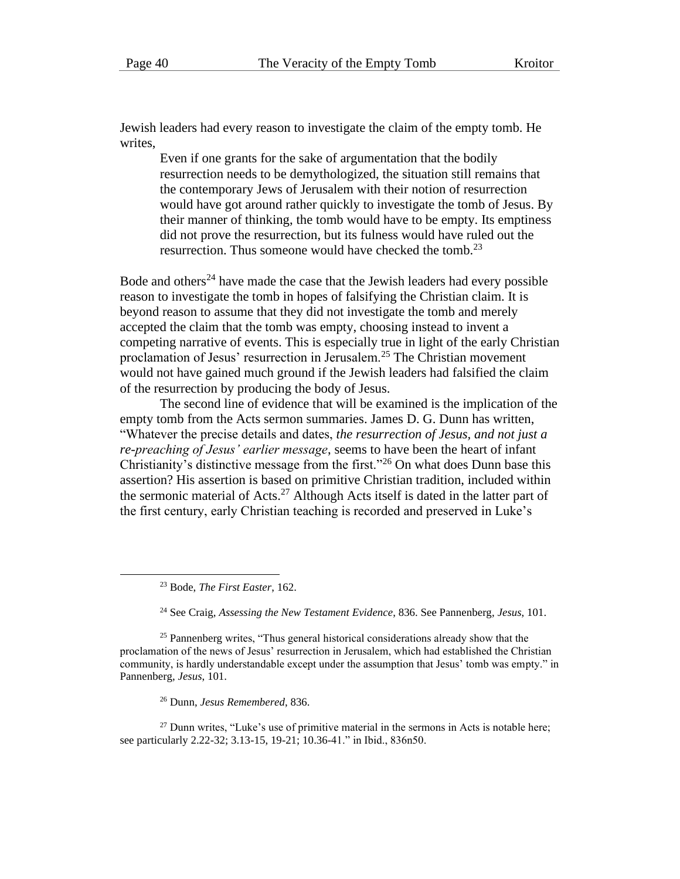Jewish leaders had every reason to investigate the claim of the empty tomb. He writes,

> Even if one grants for the sake of argumentation that the bodily resurrection needs to be demythologized, the situation still remains that the contemporary Jews of Jerusalem with their notion of resurrection would have got around rather quickly to investigate the tomb of Jesus. By their manner of thinking, the tomb would have to be empty. Its emptiness did not prove the resurrection, but its fulness would have ruled out the resurrection. Thus someone would have checked the tomb.[23]

Bode and others[24] have made the case that the Jewish leaders had every possible reason to investigate the tomb in hopes of falsifying the Christian claim. It is beyond reason to assume that they did not investigate the tomb and merely accepted the claim that the tomb was empty, choosing instead to invent a competing narrative of events. This is especially true in light of the early Christian proclamation of Jesus' resurrection in Jerusalem.[25] The Christian movement would not have gained much ground if the Jewish leaders had falsified the claim of the resurrection by producing the body of Jesus.

The second line of evidence that will be examined is the implication of the empty tomb from the Acts sermon summaries. James D. G. Dunn has written, "Whatever the precise details and dates, *the resurrection of Jesus, and not just a re-preaching of Jesus' earlier message*, seems to have been the heart of infant Christianity's distinctive message from the first."[26] On what does Dunn base this assertion? His assertion is based on primitive Christian tradition, included within the sermonic material of Acts.[27] Although Acts itself is dated in the latter part of the first century, early Christian teaching is recorded and preserved in Luke's

---

[23] Bode, *The First Easter*, 162.

[24] See Craig, *Assessing the New Testament Evidence*, 836. See Pannenberg, *Jesus*, 101.

[25] Pannenberg writes, "Thus general historical considerations already show that the proclamation of the news of Jesus' resurrection in Jerusalem, which had established the Christian community, is hardly understandable except under the assumption that Jesus' tomb was empty." in Pannenberg, *Jesus*, 101.

[26] Dunn, *Jesus Remembered*, 836.

[27] Dunn writes, "Luke's use of primitive material in the sermons in Acts is notable here; see particularly 2.22-32; 3.13-15, 19-21; 10.36-41." in Ibid., 836n50.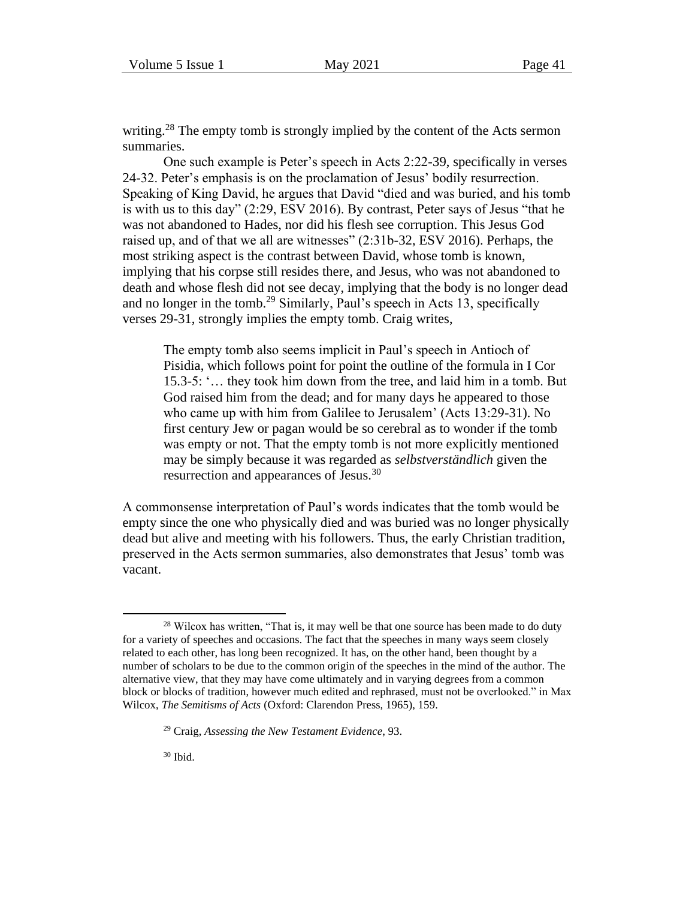writing.[28] The empty tomb is strongly implied by the content of the Acts sermon summaries.

One such example is Peter's speech in Acts 2:22-39, specifically in verses 24-32. Peter's emphasis is on the proclamation of Jesus' bodily resurrection. Speaking of King David, he argues that David "died and was buried, and his tomb is with us to this day" (2:29, ESV 2016). By contrast, Peter says of Jesus "that he was not abandoned to Hades, nor did his flesh see corruption. This Jesus God raised up, and of that we all are witnesses" (2:31b-32, ESV 2016). Perhaps, the most striking aspect is the contrast between David, whose tomb is known, implying that his corpse still resides there, and Jesus, who was not abandoned to death and whose flesh did not see decay, implying that the body is no longer dead and no longer in the tomb.[29] Similarly, Paul's speech in Acts 13, specifically verses 29-31, strongly implies the empty tomb. Craig writes,

> The empty tomb also seems implicit in Paul's speech in Antioch of Pisidia, which follows point for point the outline of the formula in I Cor 15.3-5: '… they took him down from the tree, and laid him in a tomb. But God raised him from the dead; and for many days he appeared to those who came up with him from Galilee to Jerusalem' (Acts 13:29-31). No first century Jew or pagan would be so cerebral as to wonder if the tomb was empty or not. That the empty tomb is not more explicitly mentioned may be simply because it was regarded as *selbstverständlich* given the resurrection and appearances of Jesus.[30]

A commonsense interpretation of Paul's words indicates that the tomb would be empty since the one who physically died and was buried was no longer physically dead but alive and meeting with his followers. Thus, the early Christian tradition, preserved in the Acts sermon summaries, also demonstrates that Jesus' tomb was vacant.

---

[28] Wilcox has written, "That is, it may well be that one source has been made to do duty for a variety of speeches and occasions. The fact that the speeches in many ways seem closely related to each other, has long been recognized. It has, on the other hand, been thought by a number of scholars to be due to the common origin of the speeches in the mind of the author. The alternative view, that they may have come ultimately and in varying degrees from a common block or blocks of tradition, however much edited and rephrased, must not be overlooked." in Max Wilcox, *The Semitisms of Acts* (Oxford: Clarendon Press, 1965), 159.

[29] Craig, *Assessing the New Testament Evidence*, 93.

[30] Ibid.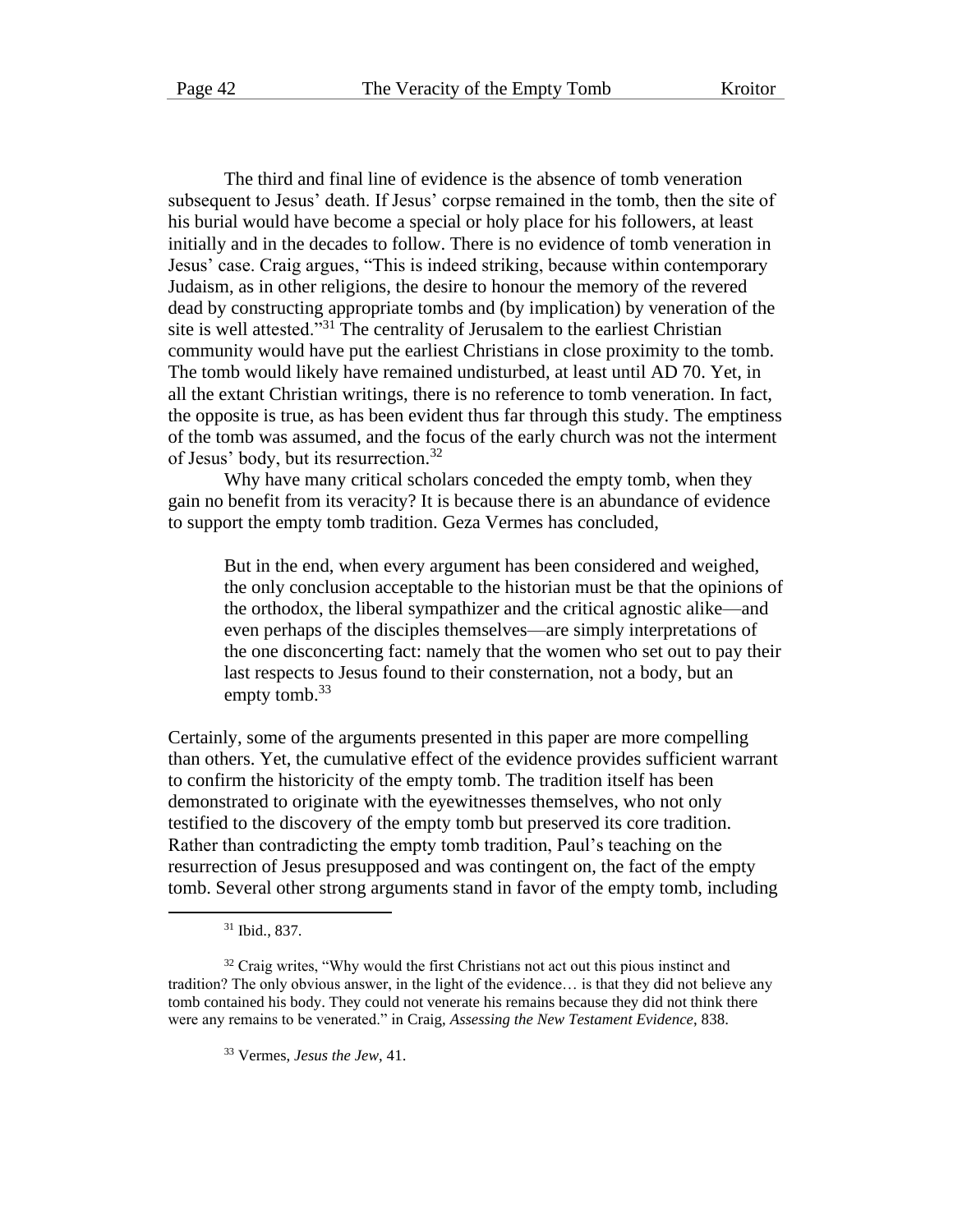The third and final line of evidence is the absence of tomb veneration subsequent to Jesus' death. If Jesus' corpse remained in the tomb, then the site of his burial would have become a special or holy place for his followers, at least initially and in the decades to follow. There is no evidence of tomb veneration in Jesus' case. Craig argues, "This is indeed striking, because within contemporary Judaism, as in other religions, the desire to honour the memory of the revered dead by constructing appropriate tombs and (by implication) by veneration of the site is well attested."[31] The centrality of Jerusalem to the earliest Christian community would have put the earliest Christians in close proximity to the tomb. The tomb would likely have remained undisturbed, at least until AD 70. Yet, in all the extant Christian writings, there is no reference to tomb veneration. In fact, the opposite is true, as has been evident thus far through this study. The emptiness of the tomb was assumed, and the focus of the early church was not the interment of Jesus' body, but its resurrection.[32]

Why have many critical scholars conceded the empty tomb, when they gain no benefit from its veracity? It is because there is an abundance of evidence to support the empty tomb tradition. Geza Vermes has concluded,

> But in the end, when every argument has been considered and weighed, the only conclusion acceptable to the historian must be that the opinions of the orthodox, the liberal sympathizer and the critical agnostic alike—and even perhaps of the disciples themselves—are simply interpretations of the one disconcerting fact: namely that the women who set out to pay their last respects to Jesus found to their consternation, not a body, but an empty tomb.[33]

Certainly, some of the arguments presented in this paper are more compelling than others. Yet, the cumulative effect of the evidence provides sufficient warrant to confirm the historicity of the empty tomb. The tradition itself has been demonstrated to originate with the eyewitnesses themselves, who not only testified to the discovery of the empty tomb but preserved its core tradition. Rather than contradicting the empty tomb tradition, Paul's teaching on the resurrection of Jesus presupposed and was contingent on, the fact of the empty tomb. Several other strong arguments stand in favor of the empty tomb, including

---

[31] Ibid., 837.

[32] Craig writes, "Why would the first Christians not act out this pious instinct and tradition? The only obvious answer, in the light of the evidence… is that they did not believe any tomb contained his body. They could not venerate his remains because they did not think there were any remains to be venerated." in Craig, *Assessing the New Testament Evidence*, 838.

[33] Vermes, *Jesus the Jew*, 41.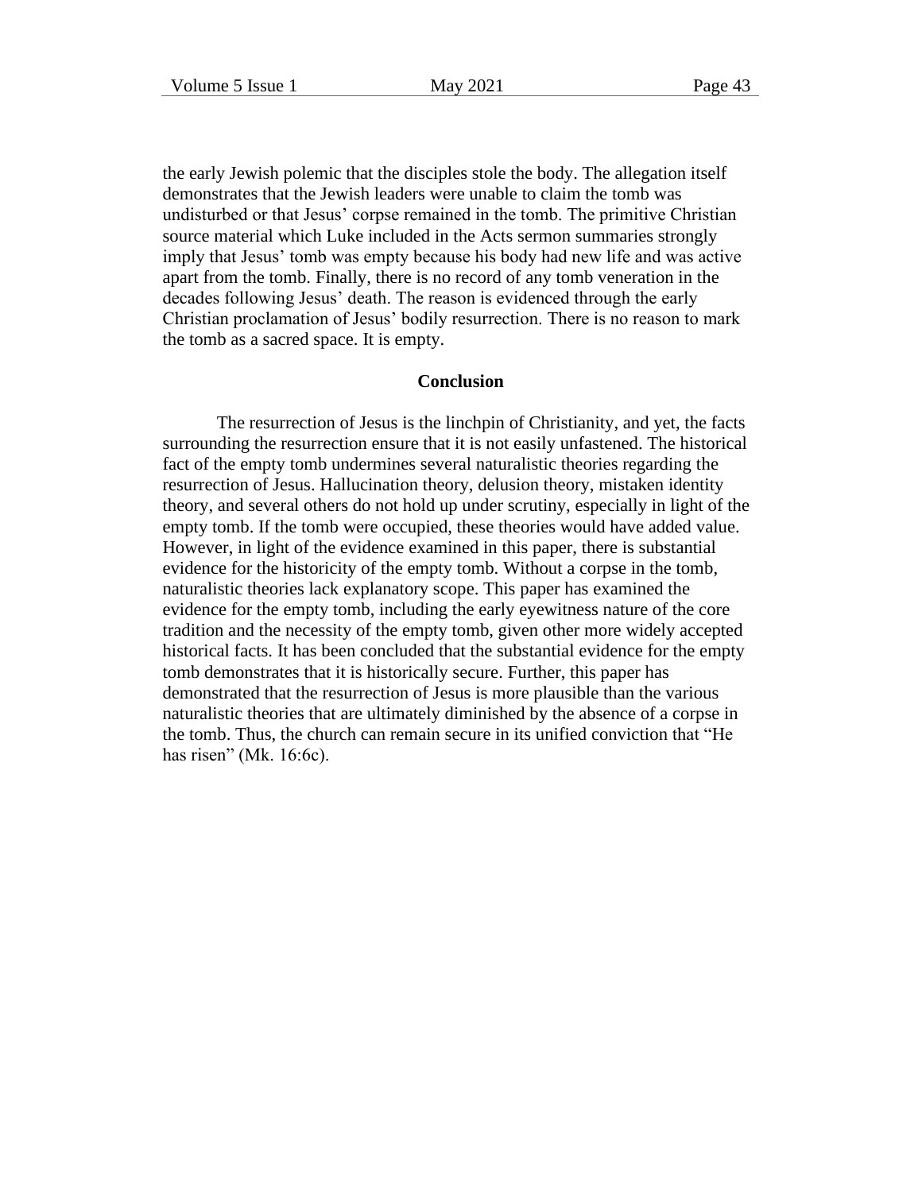the early Jewish polemic that the disciples stole the body. The allegation itself demonstrates that the Jewish leaders were unable to claim the tomb was undisturbed or that Jesus' corpse remained in the tomb. The primitive Christian source material which Luke included in the Acts sermon summaries strongly imply that Jesus' tomb was empty because his body had new life and was active apart from the tomb. Finally, there is no record of any tomb veneration in the decades following Jesus' death. The reason is evidenced through the early Christian proclamation of Jesus' bodily resurrection. There is no reason to mark the tomb as a sacred space. It is empty.

## Conclusion

The resurrection of Jesus is the linchpin of Christianity, and yet, the facts surrounding the resurrection ensure that it is not easily unfastened. The historical fact of the empty tomb undermines several naturalistic theories regarding the resurrection of Jesus. Hallucination theory, delusion theory, mistaken identity theory, and several others do not hold up under scrutiny, especially in light of the empty tomb. If the tomb were occupied, these theories would have added value. However, in light of the evidence examined in this paper, there is substantial evidence for the historicity of the empty tomb. Without a corpse in the tomb, naturalistic theories lack explanatory scope. This paper has examined the evidence for the empty tomb, including the early eyewitness nature of the core tradition and the necessity of the empty tomb, given other more widely accepted historical facts. It has been concluded that the substantial evidence for the empty tomb demonstrates that it is historically secure. Further, this paper has demonstrated that the resurrection of Jesus is more plausible than the various naturalistic theories that are ultimately diminished by the absence of a corpse in the tomb. Thus, the church can remain secure in its unified conviction that "He has risen" (Mk. 16:6c).